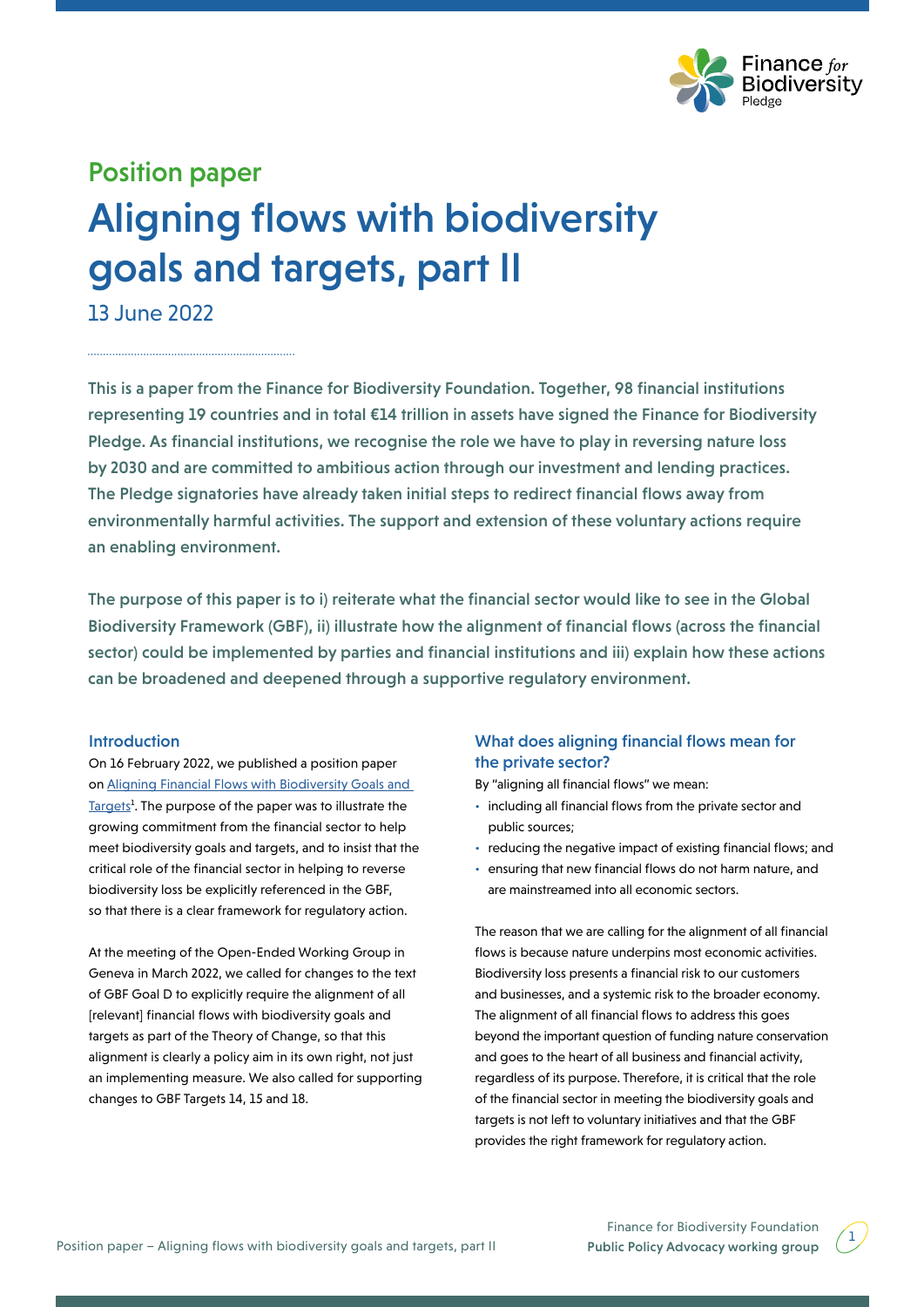Position paper

# Aligning flows with biodiversity goals and targets, part II

13 June 2022

**This is a paper from the Finance for Biodiversity Foundation. Together, 98 financial institutions representing 19 countries and in total €14 trillion in assets have signed the Finance for Biodiversity Pledge. As financial institutions, we recognise the role we have to play in reversing nature loss by 2030 and are committed to ambitious action through our investment and lending practices. The Pledge signatories have already taken initial steps to redirect financial flows away from environmentally harmful activities. The support and extension of these voluntary actions require an enabling environment.**

**The purpose of this paper is to i) reiterate what the financial sector would like to see in the Global Biodiversity Framework (GBF), ii) illustrate how the alignment of financial flows (across the financial sector) could be implemented by parties and financial institutions and iii) explain how these actions can be broadened and deepened through a supportive regulatory environment.**

## Introduction

On 16 February 2022, we published a position paper on Aligning Financial Flows with Biodiversity Goals and Targets[1]. The purpose of the paper was to illustrate the growing commitment from the financial sector to help meet biodiversity goals and targets, and to insist that the critical role of the financial sector in helping to reverse biodiversity loss be explicitly referenced in the GBF, so that there is a clear framework for regulatory action.

At the meeting of the Open-Ended Working Group in Geneva in March 2022, we called for changes to the text of GBF Goal D to explicitly require the alignment of all [relevant] financial flows with biodiversity goals and targets as part of the Theory of Change, so that this alignment is clearly a policy aim in its own right, not just an implementing measure. We also called for supporting changes to GBF Targets 14, 15 and 18.

## What does aligning financial flows mean for the private sector?

By "aligning all financial flows" we mean:

- including all financial flows from the private sector and public sources;
- reducing the negative impact of existing financial flows; and
- ensuring that new financial flows do not harm nature, and are mainstreamed into all economic sectors.

The reason that we are calling for the alignment of all financial flows is because nature underpins most economic activities. Biodiversity loss presents a financial risk to our customers and businesses, and a systemic risk to the broader economy. The alignment of all financial flows to address this goes beyond the important question of funding nature conservation and goes to the heart of all business and financial activity, regardless of its purpose. Therefore, it is critical that the role of the financial sector in meeting the biodiversity goals and targets is not left to voluntary initiatives and that the GBF provides the right framework for regulatory action.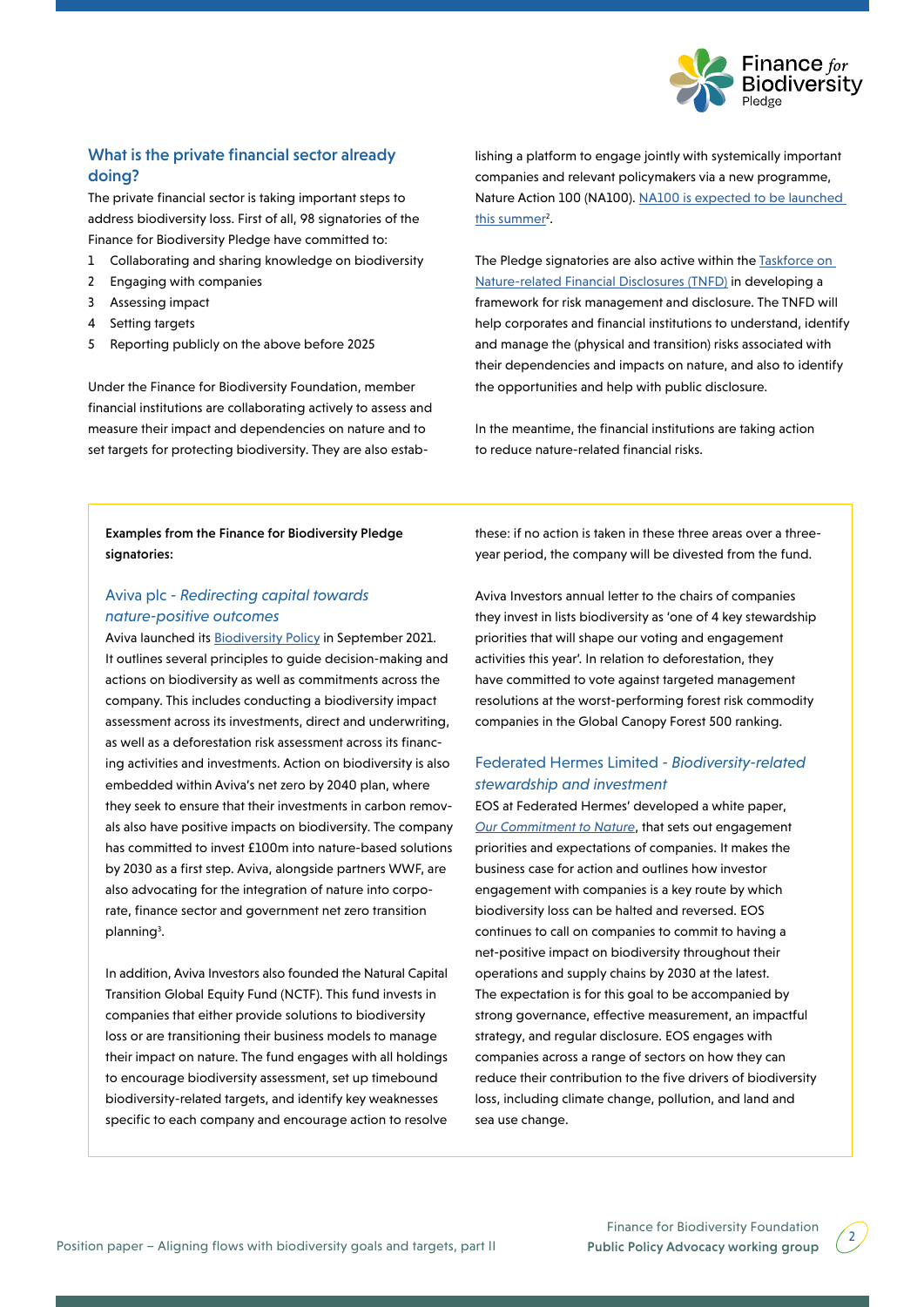## What is the private financial sector already doing?

The private financial sector is taking important steps to address biodiversity loss. First of all, 98 signatories of the Finance for Biodiversity Pledge have committed to:

1. Collaborating and sharing knowledge on biodiversity
2. Engaging with companies
3. Assessing impact
4. Setting targets
5. Reporting publicly on the above before 2025

Under the Finance for Biodiversity Foundation, member financial institutions are collaborating actively to assess and measure their impact and dependencies on nature and to set targets for protecting biodiversity. They are also establishing a platform to engage jointly with systemically important companies and relevant policymakers via a new programme, Nature Action 100 (NA100). NA100 is expected to be launched this summer[2].

The Pledge signatories are also active within the Taskforce on Nature-related Financial Disclosures (TNFD) in developing a framework for risk management and disclosure. The TNFD will help corporates and financial institutions to understand, identify and manage the (physical and transition) risks associated with their dependencies and impacts on nature, and also to identify the opportunities and help with public disclosure.

In the meantime, the financial institutions are taking action to reduce nature-related financial risks.

**Examples from the Finance for Biodiversity Pledge signatories:**

### Aviva plc - *Redirecting capital towards nature-positive outcomes*

Aviva launched its Biodiversity Policy in September 2021. It outlines several principles to guide decision-making and actions on biodiversity as well as commitments across the company. This includes conducting a biodiversity impact assessment across its investments, direct and underwriting, as well as a deforestation risk assessment across its financing activities and investments. Action on biodiversity is also embedded within Aviva's net zero by 2040 plan, where they seek to ensure that their investments in carbon removals also have positive impacts on biodiversity. The company has committed to invest £100m into nature-based solutions by 2030 as a first step. Aviva, alongside partners WWF, are also advocating for the integration of nature into corporate, finance sector and government net zero transition planning[3].

In addition, Aviva Investors also founded the Natural Capital Transition Global Equity Fund (NCTF). This fund invests in companies that either provide solutions to biodiversity loss or are transitioning their business models to manage their impact on nature. The fund engages with all holdings to encourage biodiversity assessment, set up timebound biodiversity-related targets, and identify key weaknesses specific to each company and encourage action to resolve these: if no action is taken in these three areas over a three-year period, the company will be divested from the fund.

Aviva Investors annual letter to the chairs of companies they invest in lists biodiversity as 'one of 4 key stewardship priorities that will shape our voting and engagement activities this year'. In relation to deforestation, they have committed to vote against targeted management resolutions at the worst-performing forest risk commodity companies in the Global Canopy Forest 500 ranking.

### Federated Hermes Limited - *Biodiversity-related stewardship and investment*

EOS at Federated Hermes' developed a white paper, *Our Commitment to Nature*, that sets out engagement priorities and expectations of companies. It makes the business case for action and outlines how investor engagement with companies is a key route by which biodiversity loss can be halted and reversed. EOS continues to call on companies to commit to having a net-positive impact on biodiversity throughout their operations and supply chains by 2030 at the latest. The expectation is for this goal to be accompanied by strong governance, effective measurement, an impactful strategy, and regular disclosure. EOS engages with companies across a range of sectors on how they can reduce their contribution to the five drivers of biodiversity loss, including climate change, pollution, and land and sea use change.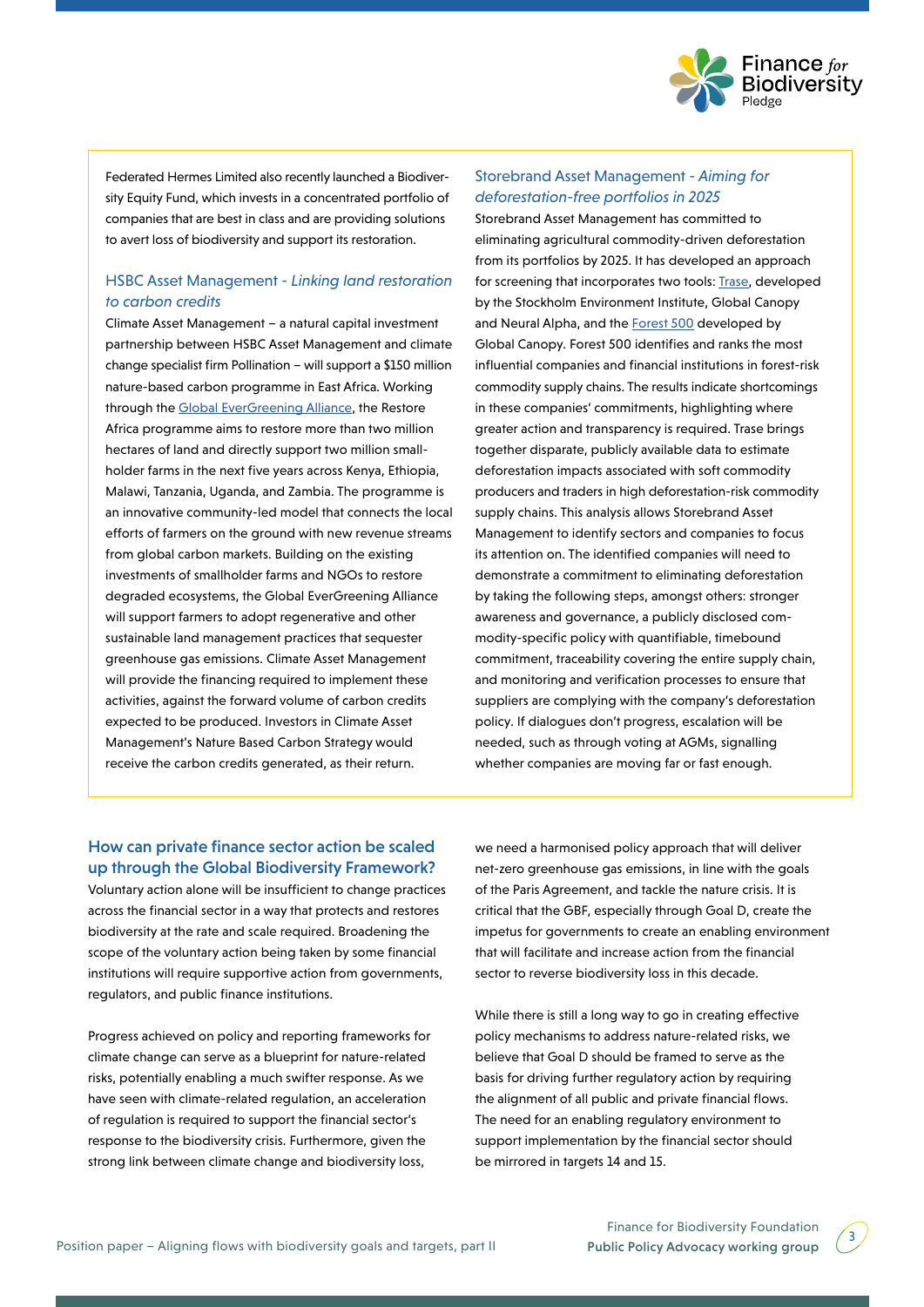Federated Hermes Limited also recently launched a Biodiversity Equity Fund, which invests in a concentrated portfolio of companies that are best in class and are providing solutions to avert loss of biodiversity and support its restoration.

### HSBC Asset Management - *Linking land restoration to carbon credits*

Climate Asset Management – a natural capital investment partnership between HSBC Asset Management and climate change specialist firm Pollination – will support a $150 million nature-based carbon programme in East Africa. Working through the [Global EverGreening Alliance](), the Restore Africa programme aims to restore more than two million hectares of land and directly support two million smallholder farms in the next five years across Kenya, Ethiopia, Malawi, Tanzania, Uganda, and Zambia. The programme is an innovative community-led model that connects the local efforts of farmers on the ground with new revenue streams from global carbon markets. Building on the existing investments of smallholder farms and NGOs to restore degraded ecosystems, the Global EverGreening Alliance will support farmers to adopt regenerative and other sustainable land management practices that sequester greenhouse gas emissions. Climate Asset Management will provide the financing required to implement these activities, against the forward volume of carbon credits expected to be produced. Investors in Climate Asset Management's Nature Based Carbon Strategy would receive the carbon credits generated, as their return.

### Storebrand Asset Management - *Aiming for deforestation-free portfolios in 2025*

Storebrand Asset Management has committed to eliminating agricultural commodity-driven deforestation from its portfolios by 2025. It has developed an approach for screening that incorporates two tools: [Trase](), developed by the Stockholm Environment Institute, Global Canopy and Neural Alpha, and the [Forest 500]() developed by Global Canopy. Forest 500 identifies and ranks the most influential companies and financial institutions in forest-risk commodity supply chains. The results indicate shortcomings in these companies' commitments, highlighting where greater action and transparency is required. Trase brings together disparate, publicly available data to estimate deforestation impacts associated with soft commodity producers and traders in high deforestation-risk commodity supply chains. This analysis allows Storebrand Asset Management to identify sectors and companies to focus its attention on. The identified companies will need to demonstrate a commitment to eliminating deforestation by taking the following steps, amongst others: stronger awareness and governance, a publicly disclosed commodity-specific policy with quantifiable, timebound commitment, traceability covering the entire supply chain, and monitoring and verification processes to ensure that suppliers are complying with the company's deforestation policy. If dialogues don't progress, escalation will be needed, such as through voting at AGMs, signalling whether companies are moving far or fast enough.

## How can private finance sector action be scaled up through the Global Biodiversity Framework?

Voluntary action alone will be insufficient to change practices across the financial sector in a way that protects and restores biodiversity at the rate and scale required. Broadening the scope of the voluntary action being taken by some financial institutions will require supportive action from governments, regulators, and public finance institutions.

Progress achieved on policy and reporting frameworks for climate change can serve as a blueprint for nature-related risks, potentially enabling a much swifter response. As we have seen with climate-related regulation, an acceleration of regulation is required to support the financial sector's response to the biodiversity crisis. Furthermore, given the strong link between climate change and biodiversity loss, we need a harmonised policy approach that will deliver net-zero greenhouse gas emissions, in line with the goals of the Paris Agreement, and tackle the nature crisis. It is critical that the GBF, especially through Goal D, create the impetus for governments to create an enabling environment that will facilitate and increase action from the financial sector to reverse biodiversity loss in this decade.

While there is still a long way to go in creating effective policy mechanisms to address nature-related risks, we believe that Goal D should be framed to serve as the basis for driving further regulatory action by requiring the alignment of all public and private financial flows. The need for an enabling regulatory environment to support implementation by the financial sector should be mirrored in targets 14 and 15.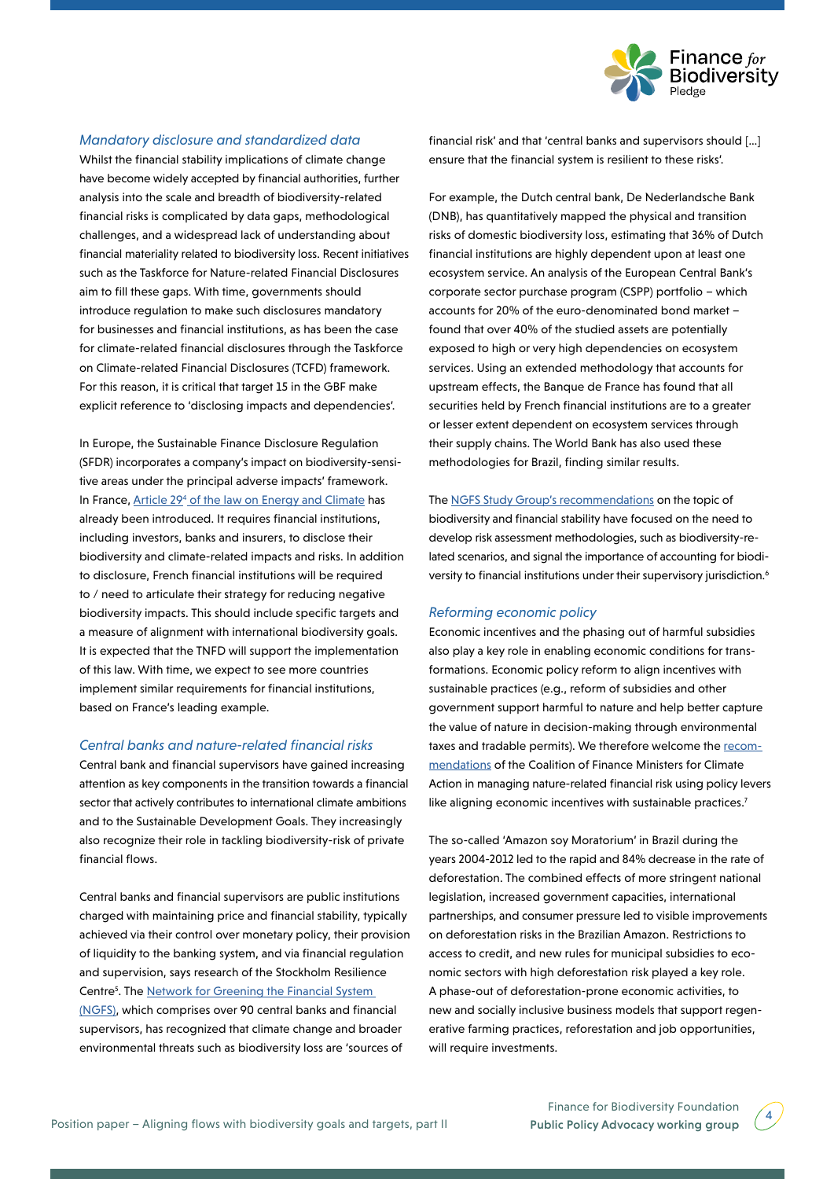### *Mandatory disclosure and standardized data*

Whilst the financial stability implications of climate change have become widely accepted by financial authorities, further analysis into the scale and breadth of biodiversity-related financial risks is complicated by data gaps, methodological challenges, and a widespread lack of understanding about financial materiality related to biodiversity loss. Recent initiatives such as the Taskforce for Nature-related Financial Disclosures aim to fill these gaps. With time, governments should introduce regulation to make such disclosures mandatory for businesses and financial institutions, as has been the case for climate-related financial disclosures through the Taskforce on Climate-related Financial Disclosures (TCFD) framework. For this reason, it is critical that target 15 in the GBF make explicit reference to 'disclosing impacts and dependencies'.

In Europe, the Sustainable Finance Disclosure Regulation (SFDR) incorporates a company's impact on biodiversity-sensitive areas under the principal adverse impacts' framework. In France, Article 29[4] of the law on Energy and Climate has already been introduced. It requires financial institutions, including investors, banks and insurers, to disclose their biodiversity and climate-related impacts and risks. In addition to disclosure, French financial institutions will be required to / need to articulate their strategy for reducing negative biodiversity impacts. This should include specific targets and a measure of alignment with international biodiversity goals. It is expected that the TNFD will support the implementation of this law. With time, we expect to see more countries implement similar requirements for financial institutions, based on France's leading example.

### *Central banks and nature-related financial risks*

Central bank and financial supervisors have gained increasing attention as key components in the transition towards a financial sector that actively contributes to international climate ambitions and to the Sustainable Development Goals. They increasingly also recognize their role in tackling biodiversity-risk of private financial flows.

Central banks and financial supervisors are public institutions charged with maintaining price and financial stability, typically achieved via their control over monetary policy, their provision of liquidity to the banking system, and via financial regulation and supervision, says research of the Stockholm Resilience Centre[5]. The Network for Greening the Financial System (NGFS), which comprises over 90 central banks and financial supervisors, has recognized that climate change and broader environmental threats such as biodiversity loss are 'sources of financial risk' and that 'central banks and supervisors should [...] ensure that the financial system is resilient to these risks'.

For example, the Dutch central bank, De Nederlandsche Bank (DNB), has quantitatively mapped the physical and transition risks of domestic biodiversity loss, estimating that 36% of Dutch financial institutions are highly dependent upon at least one ecosystem service. An analysis of the European Central Bank's corporate sector purchase program (CSPP) portfolio – which accounts for 20% of the euro-denominated bond market – found that over 40% of the studied assets are potentially exposed to high or very high dependencies on ecosystem services. Using an extended methodology that accounts for upstream effects, the Banque de France has found that all securities held by French financial institutions are to a greater or lesser extent dependent on ecosystem services through their supply chains. The World Bank has also used these methodologies for Brazil, finding similar results.

The NGFS Study Group's recommendations on the topic of biodiversity and financial stability have focused on the need to develop risk assessment methodologies, such as biodiversity-related scenarios, and signal the importance of accounting for biodiversity to financial institutions under their supervisory jurisdiction.[6]

### *Reforming economic policy*

Economic incentives and the phasing out of harmful subsidies also play a key role in enabling economic conditions for transformations. Economic policy reform to align incentives with sustainable practices (e.g., reform of subsidies and other government support harmful to nature and help better capture the value of nature in decision-making through environmental taxes and tradable permits). We therefore welcome the recommendations of the Coalition of Finance Ministers for Climate Action in managing nature-related financial risk using policy levers like aligning economic incentives with sustainable practices.[7]

The so-called 'Amazon soy Moratorium' in Brazil during the years 2004-2012 led to the rapid and 84% decrease in the rate of deforestation. The combined effects of more stringent national legislation, increased government capacities, international partnerships, and consumer pressure led to visible improvements on deforestation risks in the Brazilian Amazon. Restrictions to access to credit, and new rules for municipal subsidies to economic sectors with high deforestation risk played a key role. A phase-out of deforestation-prone economic activities, to new and socially inclusive business models that support regenerative farming practices, reforestation and job opportunities, will require investments.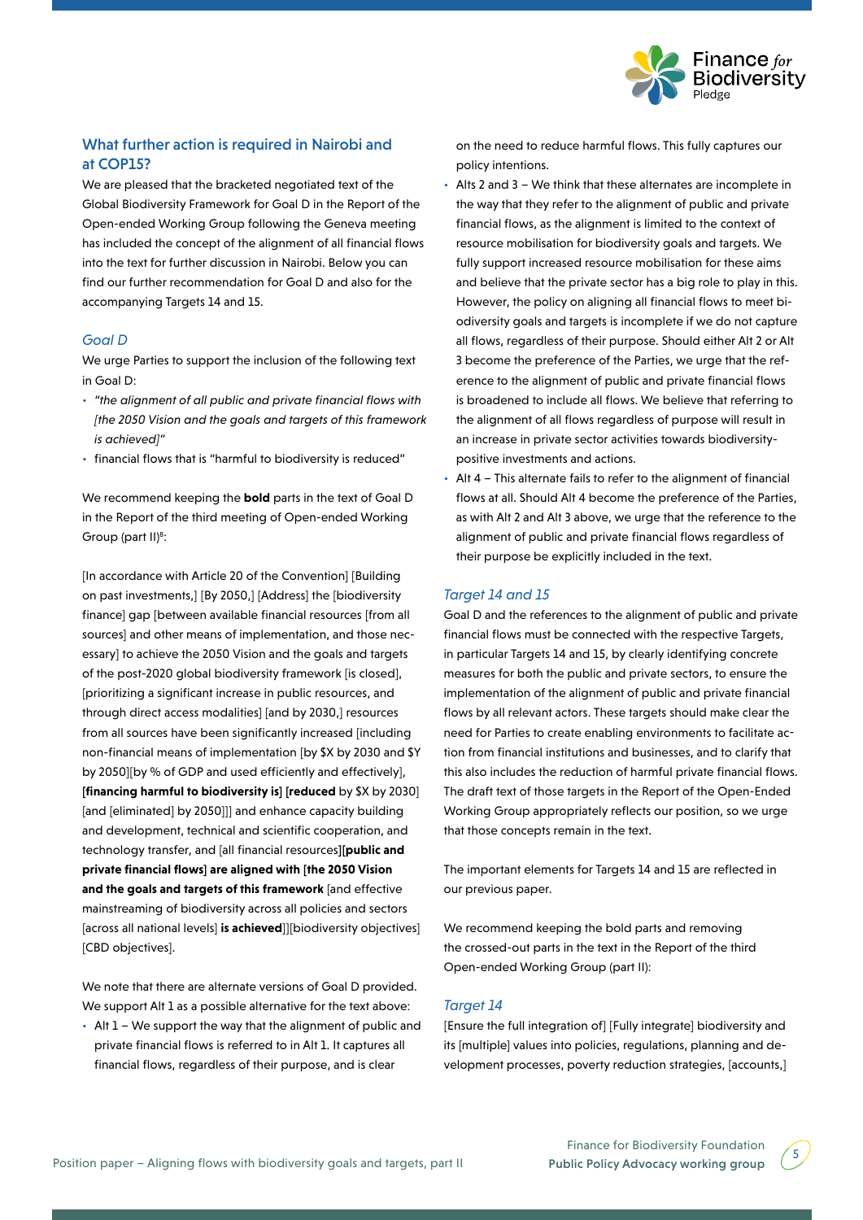## What further action is required in Nairobi and at COP15?

We are pleased that the bracketed negotiated text of the Global Biodiversity Framework for Goal D in the Report of the Open-ended Working Group following the Geneva meeting has included the concept of the alignment of all financial flows into the text for further discussion in Nairobi. Below you can find our further recommendation for Goal D and also for the accompanying Targets 14 and 15.

### *Goal D*

We urge Parties to support the inclusion of the following text in Goal D:

- *"the alignment of all public and private financial flows with [the 2050 Vision and the goals and targets of this framework is achieved]"*
- financial flows that is "harmful to biodiversity is reduced"

We recommend keeping the **bold** parts in the text of Goal D in the Report of the third meeting of Open-ended Working Group (part II)[8]:

[In accordance with Article 20 of the Convention] [Building on past investments,] [By 2050,] [Address] the [biodiversity finance] gap [between available financial resources [from all sources] and other means of implementation, and those necessary] to achieve the 2050 Vision and the goals and targets of the post-2020 global biodiversity framework [is closed], [prioritizing a significant increase in public resources, and through direct access modalities] [and by 2030,] resources from all sources have been significantly increased [including non-financial means of implementation [by $X by 2030 and $Y by 2050][by % of GDP and used efficiently and effectively], **[financing harmful to biodiversity is]** **[reduced** by $X by 2030] [and [eliminated] by 2050]]] and enhance capacity building and development, technical and scientific cooperation, and technology transfer, and [all financial resources]**[public and private financial flows] are aligned with [the 2050 Vision and the goals and targets of this framework** [and effective mainstreaming of biodiversity across all policies and sectors [across all national levels] **is achieved**]][biodiversity objectives] [CBD objectives].

We note that there are alternate versions of Goal D provided. We support Alt 1 as a possible alternative for the text above:

- Alt 1 – We support the way that the alignment of public and private financial flows is referred to in Alt 1. It captures all financial flows, regardless of their purpose, and is clear on the need to reduce harmful flows. This fully captures our policy intentions.
- Alts 2 and 3 – We think that these alternates are incomplete in the way that they refer to the alignment of public and private financial flows, as the alignment is limited to the context of resource mobilisation for biodiversity goals and targets. We fully support increased resource mobilisation for these aims and believe that the private sector has a big role to play in this. However, the policy on aligning all financial flows to meet biodiversity goals and targets is incomplete if we do not capture all flows, regardless of their purpose. Should either Alt 2 or Alt 3 become the preference of the Parties, we urge that the reference to the alignment of public and private financial flows is broadened to include all flows. We believe that referring to the alignment of all flows regardless of purpose will result in an increase in private sector activities towards biodiversity-positive investments and actions.
- Alt 4 – This alternate fails to refer to the alignment of financial flows at all. Should Alt 4 become the preference of the Parties, as with Alt 2 and Alt 3 above, we urge that the reference to the alignment of public and private financial flows regardless of their purpose be explicitly included in the text.

### *Target 14 and 15*

Goal D and the references to the alignment of public and private financial flows must be connected with the respective Targets, in particular Targets 14 and 15, by clearly identifying concrete measures for both the public and private sectors, to ensure the implementation of the alignment of public and private financial flows by all relevant actors. These targets should make clear the need for Parties to create enabling environments to facilitate action from financial institutions and businesses, and to clarify that this also includes the reduction of harmful private financial flows. The draft text of those targets in the Report of the Open-Ended Working Group appropriately reflects our position, so we urge that those concepts remain in the text.

The important elements for Targets 14 and 15 are reflected in our previous paper.

We recommend keeping the bold parts and removing the crossed-out parts in the text in the Report of the third Open-ended Working Group (part II):

### *Target 14*

[Ensure the full integration of] [Fully integrate] biodiversity and its [multiple] values into policies, regulations, planning and development processes, poverty reduction strategies, [accounts,]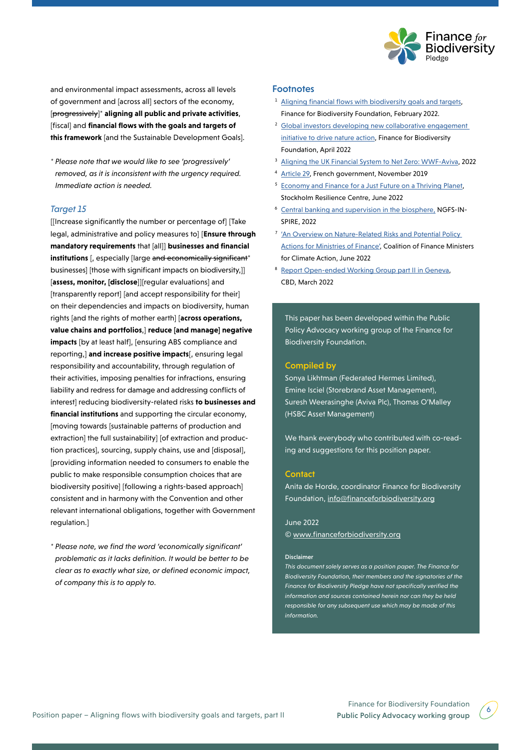and environmental impact assessments, across all levels of government and [across all] sectors of the economy, [~~progressively~~]* **aligning all public and private activities**, [fiscal] and **financial flows with the goals and targets of this framework** [and the Sustainable Development Goals].

*\* Please note that we would like to see 'progressively' removed, as it is inconsistent with the urgency required. Immediate action is needed.*

### *Target 15*

[[Increase significantly the number or percentage of] [Take legal, administrative and policy measures to] [**Ensure through mandatory requirements** that [all]] **businesses and financial institutions** [, especially [large ~~and economically significant~~* businesses] [those with significant impacts on biodiversity,]] [**assess, monitor, [disclose**]][regular evaluations] and [transparently report] [and accept responsibility for their] on their dependencies and impacts on biodiversity, human rights [and the rights of mother earth] [**across operations, value chains and portfolios**,] **reduce [and manage] negative impacts** [by at least half], [ensuring ABS compliance and reporting,] **and increase positive impacts**[, ensuring legal responsibility and accountability, through regulation of their activities, imposing penalties for infractions, ensuring liability and redress for damage and addressing conflicts of interest] reducing biodiversity-related risks **to businesses and financial institutions** and supporting the circular economy, [moving towards [sustainable patterns of production and extraction] the full sustainability] [of extraction and production practices], sourcing, supply chains, use and [disposal], [providing information needed to consumers to enable the public to make responsible consumption choices that are biodiversity positive] [following a rights-based approach] consistent and in harmony with the Convention and other relevant international obligations, together with Government regulation.]

*\* Please note, we find the word 'economically significant' problematic as it lacks definition. It would be better to be clear as to exactly what size, or defined economic impact, of company this is to apply to.*

## Footnotes

1. Aligning financial flows with biodiversity goals and targets, Finance for Biodiversity Foundation, February 2022.
2. Global investors developing new collaborative engagement initiative to drive nature action, Finance for Biodiversity Foundation, April 2022
3. Aligning the UK Financial System to Net Zero: WWF-Aviva, 2022
4. Article 29, French government, November 2019
5. Economy and Finance for a Just Future on a Thriving Planet, Stockholm Resilience Centre, June 2022
6. Central banking and supervision in the biosphere, NGFS-INSPIRE, 2022
7. 'An Overview on Nature-Related Risks and Potential Policy Actions for Ministries of Finance', Coalition of Finance Ministers for Climate Action, June 2022
8. Report Open-ended Working Group part II in Geneva, CBD, March 2022

This paper has been developed within the Public Policy Advocacy working group of the Finance for Biodiversity Foundation.

### Compiled by

Sonya Likhtman (Federated Hermes Limited), Emine Isciel (Storebrand Asset Management), Suresh Weerasinghe (Aviva Plc), Thomas O'Malley (HSBC Asset Management)

We thank everybody who contributed with co-reading and suggestions for this position paper.

### Contact

Anita de Horde, coordinator Finance for Biodiversity Foundation, info@financeforbiodiversity.org

June 2022
© www.financeforbiodiversity.org

**Disclaimer**
*This document solely serves as a position paper. The Finance for Biodiversity Foundation, their members and the signatories of the Finance for Biodiversity Pledge have not specifically verified the information and sources contained herein nor can they be held responsible for any subsequent use which may be made of this information.*